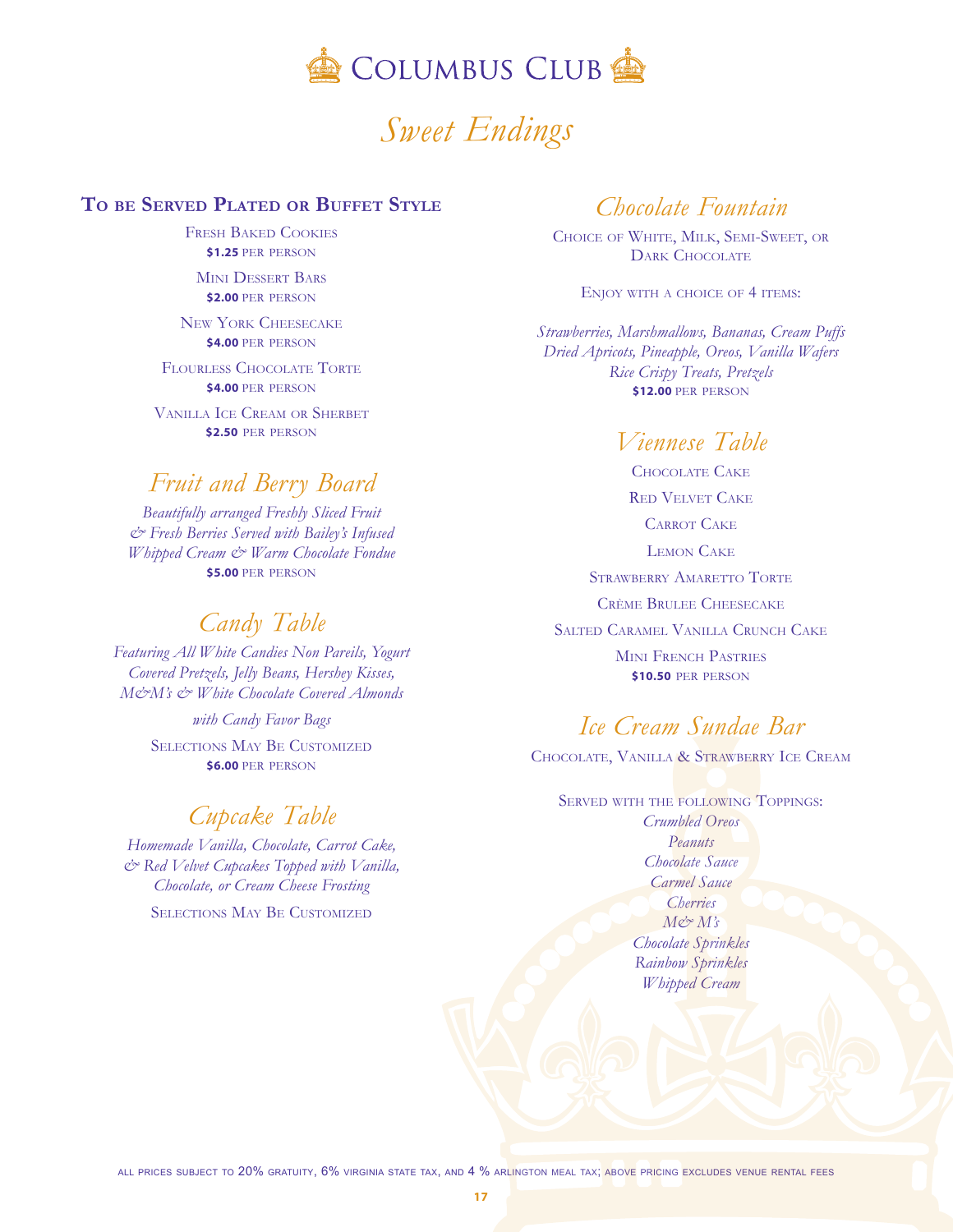# Columbus Club

## *Sweet Endings*

### To be Served Plated or Buffet Style

Fresh Baked Cookies
**$1.25** per person

Mini Dessert Bars
**$2.00** per person

New York Cheesecake
**$4.00** per person

Flourless Chocolate Torte
**$4.00** per person

Vanilla Ice Cream or Sherbet
**$2.50** per person

### *Fruit and Berry Board*

*Beautifully arranged Freshly Sliced Fruit & Fresh Berries Served with Bailey's Infused Whipped Cream & Warm Chocolate Fondue*
**$5.00** per person

### *Candy Table*

*Featuring All White Candies Non Pareils, Yogurt Covered Pretzels, Jelly Beans, Hershey Kisses, M&M's & White Chocolate Covered Almonds*

*with Candy Favor Bags*

Selections May Be Customized
**$6.00** per person

### *Cupcake Table*

*Homemade Vanilla, Chocolate, Carrot Cake, & Red Velvet Cupcakes Topped with Vanilla, Chocolate, or Cream Cheese Frosting*

Selections May Be Customized

### *Chocolate Fountain*

Choice of White, Milk, Semi-Sweet, or Dark Chocolate

Enjoy with a choice of 4 items:

*Strawberries, Marshmallows, Bananas, Cream Puffs Dried Apricots, Pineapple, Oreos, Vanilla Wafers Rice Crispy Treats, Pretzels*
**$12.00** per person

### *Viennese Table*

Chocolate Cake

Red Velvet Cake

Carrot Cake

Lemon Cake

Strawberry Amaretto Torte

Crème Brulee Cheesecake

Salted Caramel Vanilla Crunch Cake

Mini French Pastries
**$10.50** per person

### *Ice Cream Sundae Bar*

Chocolate, Vanilla & Strawberry Ice Cream

Served with the following Toppings:

*Crumbled Oreos*
*Peanuts*
*Chocolate Sauce*
*Carmel Sauce*
*Cherries*
*M& M's*
*Chocolate Sprinkles*
*Rainbow Sprinkles*
*Whipped Cream*

all prices subject to 20% gratuity, 6% virginia state tax, and 4 % arlington meal tax; above pricing excludes venue rental fees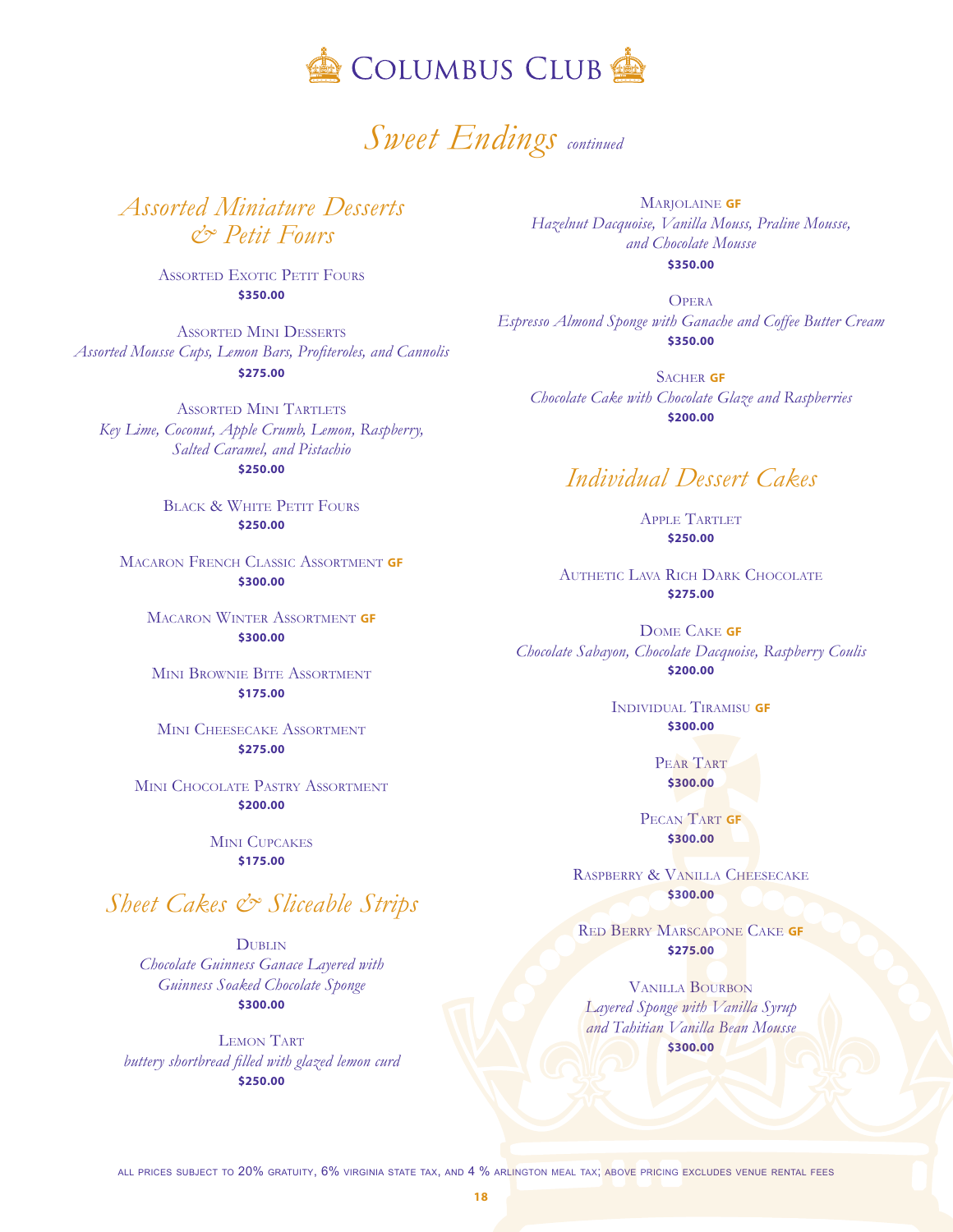# Columbus Club

## *Sweet Endings* *continued*

### *Assorted Miniature Desserts & Petit Fours*

Assorted Exotic Petit Fours
**$350.00**

Assorted Mini Desserts
*Assorted Mousse Cups, Lemon Bars, Profiteroles, and Cannolis*
**$275.00**

Assorted Mini Tartlets
*Key Lime, Coconut, Apple Crumb, Lemon, Raspberry, Salted Caramel, and Pistachio*
**$250.00**

Black & White Petit Fours
**$250.00**

Macaron French Classic Assortment **GF**
**$300.00**

Macaron Winter Assortment **GF**
**$300.00**

Mini Brownie Bite Assortment
**$175.00**

Mini Cheesecake Assortment
**$275.00**

Mini Chocolate Pastry Assortment
**$200.00**

Mini Cupcakes
**$175.00**

### *Sheet Cakes & Sliceable Strips*

Dublin
*Chocolate Guinness Ganace Layered with Guinness Soaked Chocolate Sponge*
**$300.00**

Lemon Tart
*buttery shortbread filled with glazed lemon curd*
**$250.00**

Marjolaine **GF**
*Hazelnut Dacquoise, Vanilla Mouss, Praline Mousse, and Chocolate Mousse*
**$350.00**

Opera
*Espresso Almond Sponge with Ganache and Coffee Butter Cream*
**$350.00**

Sacher **GF**
*Chocolate Cake with Chocolate Glaze and Raspberries*
**$200.00**

### *Individual Dessert Cakes*

Apple Tartlet
**$250.00**

Authetic Lava Rich Dark Chocolate
**$275.00**

Dome Cake **GF**
*Chocolate Sabayon, Chocolate Dacquoise, Raspberry Coulis*
**$200.00**

Individual Tiramisu **GF**
**$300.00**

Pear Tart
**$300.00**

Pecan Tart **GF**
**$300.00**

Raspberry & Vanilla Cheesecake
**$300.00**

Red Berry Marscapone Cake **GF**
**$275.00**

Vanilla Bourbon
*Layered Sponge with Vanilla Syrup and Tahitian Vanilla Bean Mousse*
**$300.00**

all prices subject to 20% gratuity, 6% virginia state tax, and 4 % arlington meal tax; above pricing excludes venue rental fees